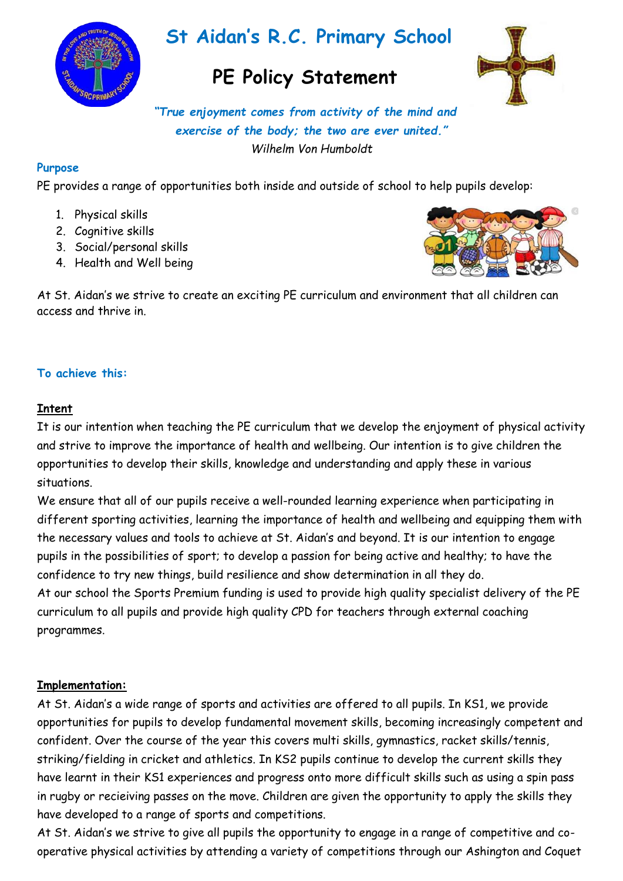# St Aidan's R.C. Primary School

## PE Policy Statement

*"True enjoyment comes from activity of the mind and exercise of the body; the two are ever united."*
*Wilhelm Von Humboldt*

### Purpose

PE provides a range of opportunities both inside and outside of school to help pupils develop:

1. Physical skills
2. Cognitive skills
3. Social/personal skills
4. Health and Well being

At St. Aidan's we strive to create an exciting PE curriculum and environment that all children can access and thrive in.

### To achieve this:

**Intent**

It is our intention when teaching the PE curriculum that we develop the enjoyment of physical activity and strive to improve the importance of health and wellbeing. Our intention is to give children the opportunities to develop their skills, knowledge and understanding and apply these in various situations.

We ensure that all of our pupils receive a well-rounded learning experience when participating in different sporting activities, learning the importance of health and wellbeing and equipping them with the necessary values and tools to achieve at St. Aidan's and beyond. It is our intention to engage pupils in the possibilities of sport; to develop a passion for being active and healthy; to have the confidence to try new things, build resilience and show determination in all they do.

At our school the Sports Premium funding is used to provide high quality specialist delivery of the PE curriculum to all pupils and provide high quality CPD for teachers through external coaching programmes.

**Implementation:**

At St. Aidan's a wide range of sports and activities are offered to all pupils. In KS1, we provide opportunities for pupils to develop fundamental movement skills, becoming increasingly competent and confident. Over the course of the year this covers multi skills, gymnastics, racket skills/tennis, striking/fielding in cricket and athletics. In KS2 pupils continue to develop the current skills they have learnt in their KS1 experiences and progress onto more difficult skills such as using a spin pass in rugby or recieiving passes on the move. Children are given the opportunity to apply the skills they have developed to a range of sports and competitions.

At St. Aidan's we strive to give all pupils the opportunity to engage in a range of competitive and co-operative physical activities by attending a variety of competitions through our Ashington and Coquet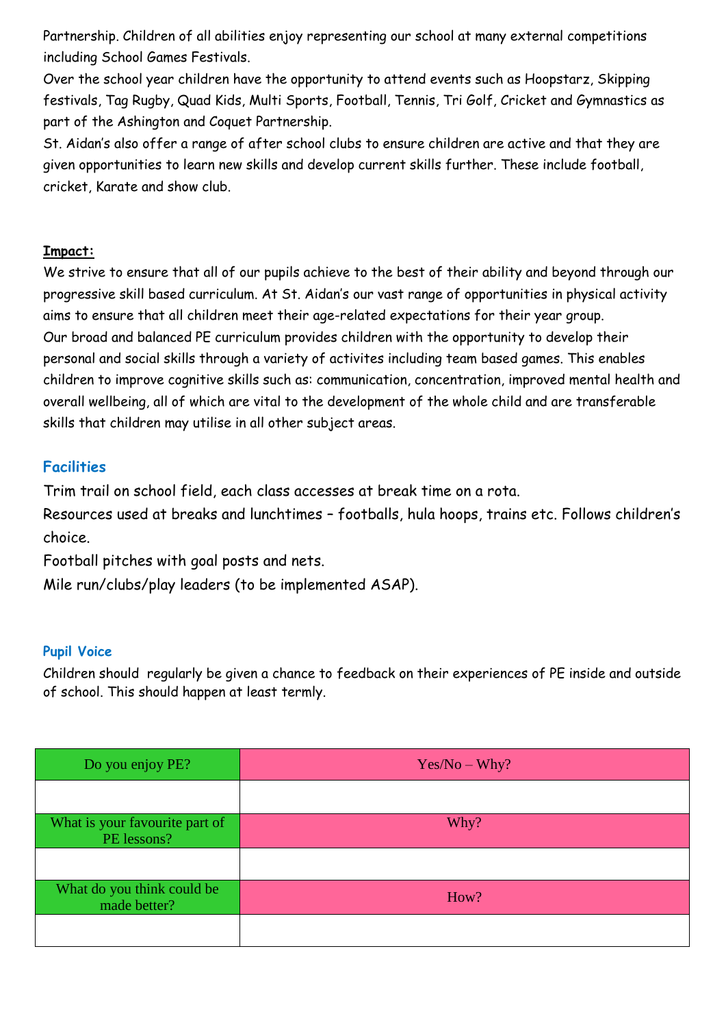Partnership. Children of all abilities enjoy representing our school at many external competitions including School Games Festivals.

Over the school year children have the opportunity to attend events such as Hoopstarz, Skipping festivals, Tag Rugby, Quad Kids, Multi Sports, Football, Tennis, Tri Golf, Cricket and Gymnastics as part of the Ashington and Coquet Partnership.

St. Aidan's also offer a range of after school clubs to ensure children are active and that they are given opportunities to learn new skills and develop current skills further. These include football, cricket, Karate and show club.

**Impact:**

We strive to ensure that all of our pupils achieve to the best of their ability and beyond through our progressive skill based curriculum. At St. Aidan's our vast range of opportunities in physical activity aims to ensure that all children meet their age-related expectations for their year group.

Our broad and balanced PE curriculum provides children with the opportunity to develop their personal and social skills through a variety of activites including team based games. This enables children to improve cognitive skills such as: communication, concentration, improved mental health and overall wellbeing, all of which are vital to the development of the whole child and are transferable skills that children may utilise in all other subject areas.

## Facilities

Trim trail on school field, each class accesses at break time on a rota.

Resources used at breaks and lunchtimes – footballs, hula hoops, trains etc. Follows children's choice.

Football pitches with goal posts and nets.

Mile run/clubs/play leaders (to be implemented ASAP).

### Pupil Voice

Children should regularly be given a chance to feedback on their experiences of PE inside and outside of school. This should happen at least termly.

| Do you enjoy PE? | Yes/No – Why? |
|---|---|
| | |
| What is your favourite part of PE lessons? | Why? |
| | |
| What do you think could be made better? | How? |
| | |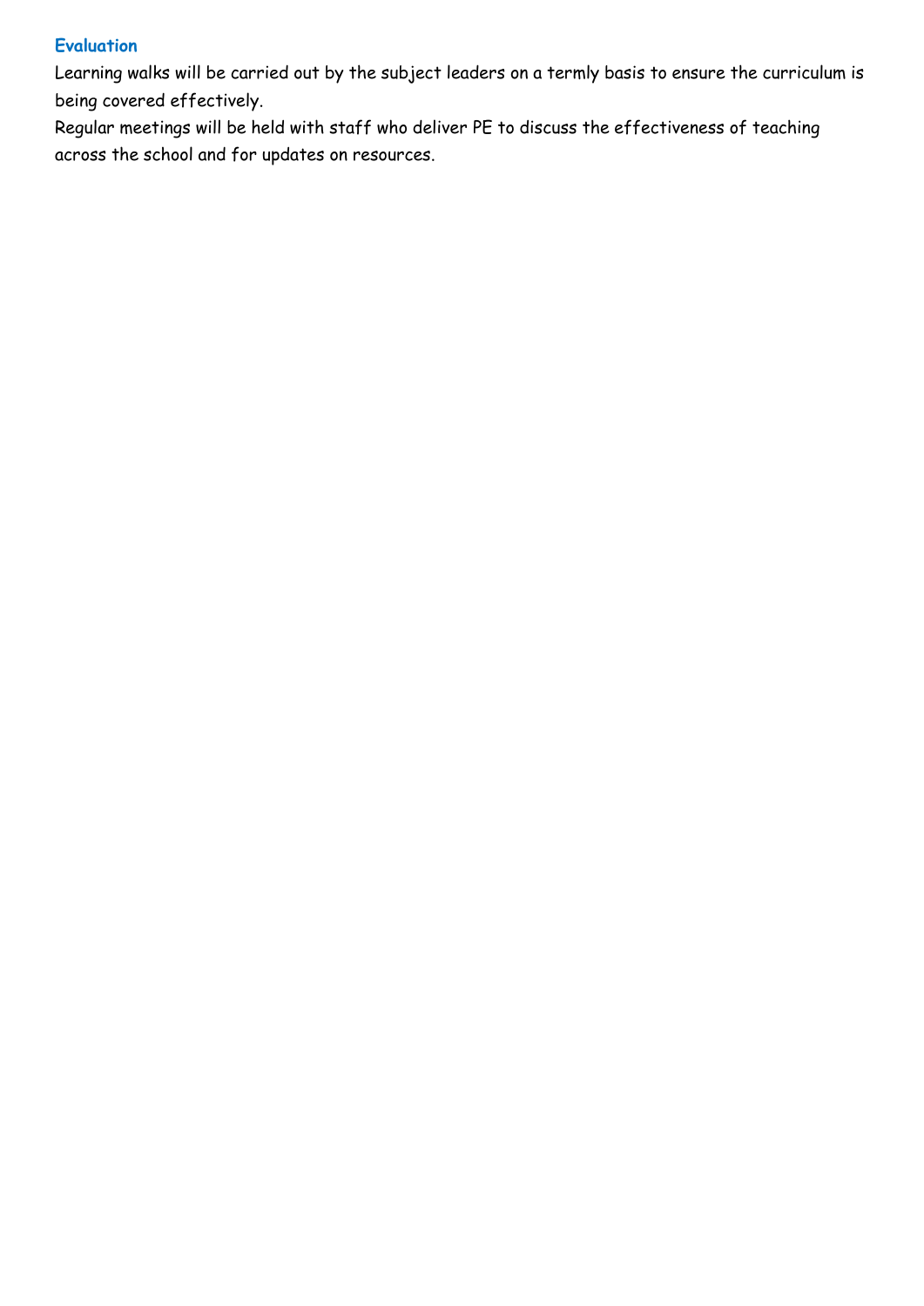## Evaluation

Learning walks will be carried out by the subject leaders on a termly basis to ensure the curriculum is being covered effectively.

Regular meetings will be held with staff who deliver PE to discuss the effectiveness of teaching across the school and for updates on resources.